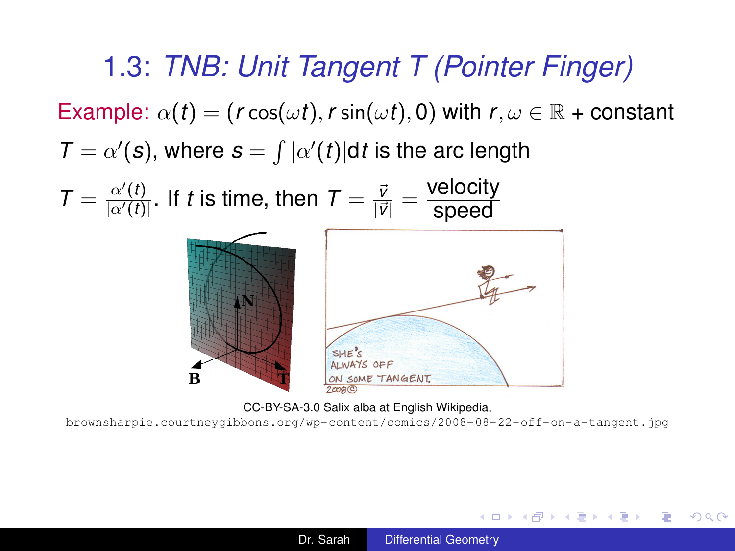## 1.3: *TNB: Unit Tangent T (Pointer Finger)*

Example: $\alpha(t) = (r\cos(\omega t), r\sin(\omega t), 0)$ with $r, \omega \in \mathbb{R}$ + constant

$T = \alpha'(s)$, where $s = \int |\alpha'(t)| dt$ is the arc length

$T = \frac{\alpha'(t)}{|\alpha'(t)|}$. If $t$ is time, then $T = \frac{\vec{v}}{|\vec{v}|} = \frac{\text{velocity}}{\text{speed}}$

CC-BY-SA-3.0 Salix alba at English Wikipedia,

brownsharpie.courtneygibbons.org/wp-content/comics/2008-08-22-off-on-a-tangent.jpg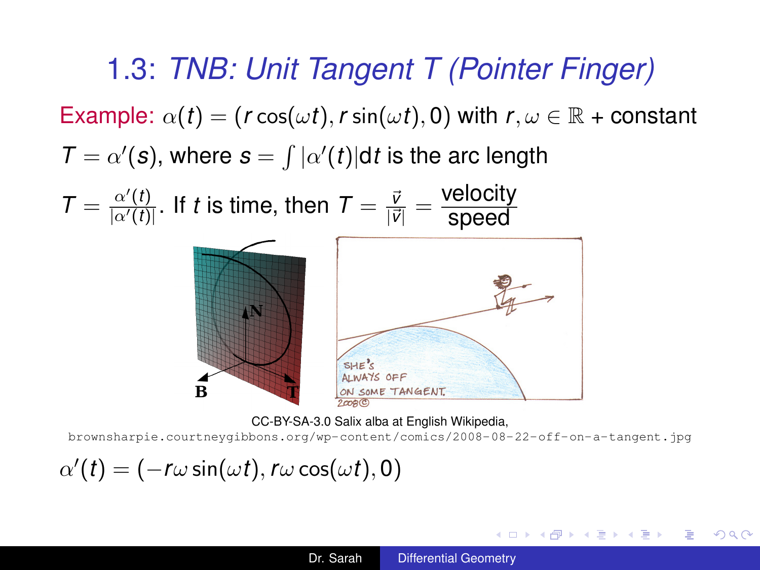# 1.3: *TNB: Unit Tangent T (Pointer Finger)*

Example: $\alpha(t) = (r\cos(\omega t), r\sin(\omega t), 0)$ with $r, \omega \in \mathbb{R}$ + constant

$T = \alpha'(s)$, where $s = \int |\alpha'(t)| \mathrm{d}t$ is the arc length

$T = \frac{\alpha'(t)}{|\alpha'(t)|}$. If $t$ is time, then $T = \frac{\vec{v}}{|\vec{v}|} = \frac{\text{velocity}}{\text{speed}}$

CC-BY-SA-3.0 Salix alba at English Wikipedia,
brownsharpie.courtneygibbons.org/wp-content/comics/2008-08-22-off-on-a-tangent.jpg

$\alpha'(t) = (-r\omega\sin(\omega t), r\omega\cos(\omega t), 0)$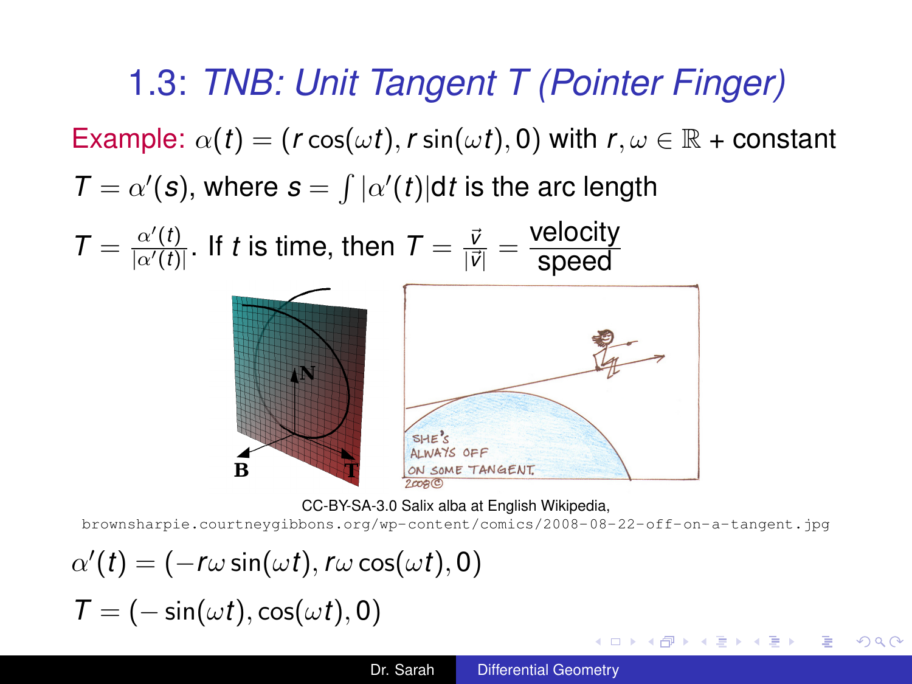# 1.3: *TNB: Unit Tangent T (Pointer Finger)*

Example: $\alpha(t) = (r\cos(\omega t), r\sin(\omega t), 0)$ with $r, \omega \in \mathbb{R}$ + constant

$T = \alpha'(s)$, where $s = \int |\alpha'(t)| dt$ is the arc length

$T = \frac{\alpha'(t)}{|\alpha'(t)|}$. If $t$ is time, then $T = \frac{\vec{v}}{|\vec{v}|} = \frac{\text{velocity}}{\text{speed}}$

CC-BY-SA-3.0 Salix alba at English Wikipedia,
brownsharpie.courtneygibbons.org/wp-content/comics/2008-08-22-off-on-a-tangent.jpg

$\alpha'(t) = (-r\omega\sin(\omega t), r\omega\cos(\omega t), 0)$

$T = (-\sin(\omega t), \cos(\omega t), 0)$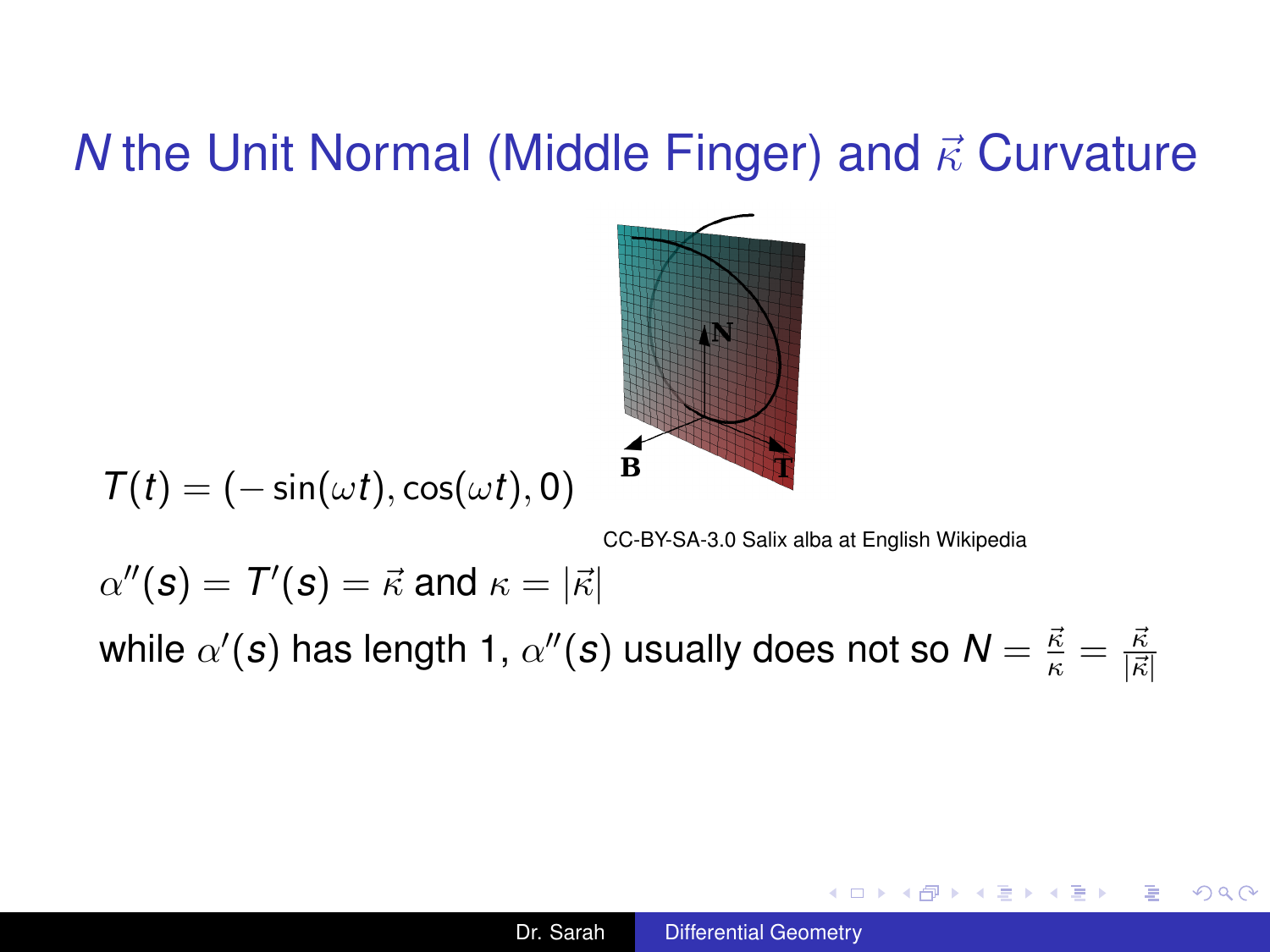# $N$ the Unit Normal (Middle Finger) and $\vec{\kappa}$ Curvature

$T(t) = (-\sin(\omega t), \cos(\omega t), 0)$

CC-BY-SA-3.0 Salix alba at English Wikipedia

$\alpha''(s) = T'(s) = \vec{\kappa}$ and $\kappa = |\vec{\kappa}|$

while $\alpha'(s)$ has length 1, $\alpha''(s)$ usually does not so $N = \frac{\vec{\kappa}}{\kappa} = \frac{\vec{\kappa}}{|\vec{\kappa}|}$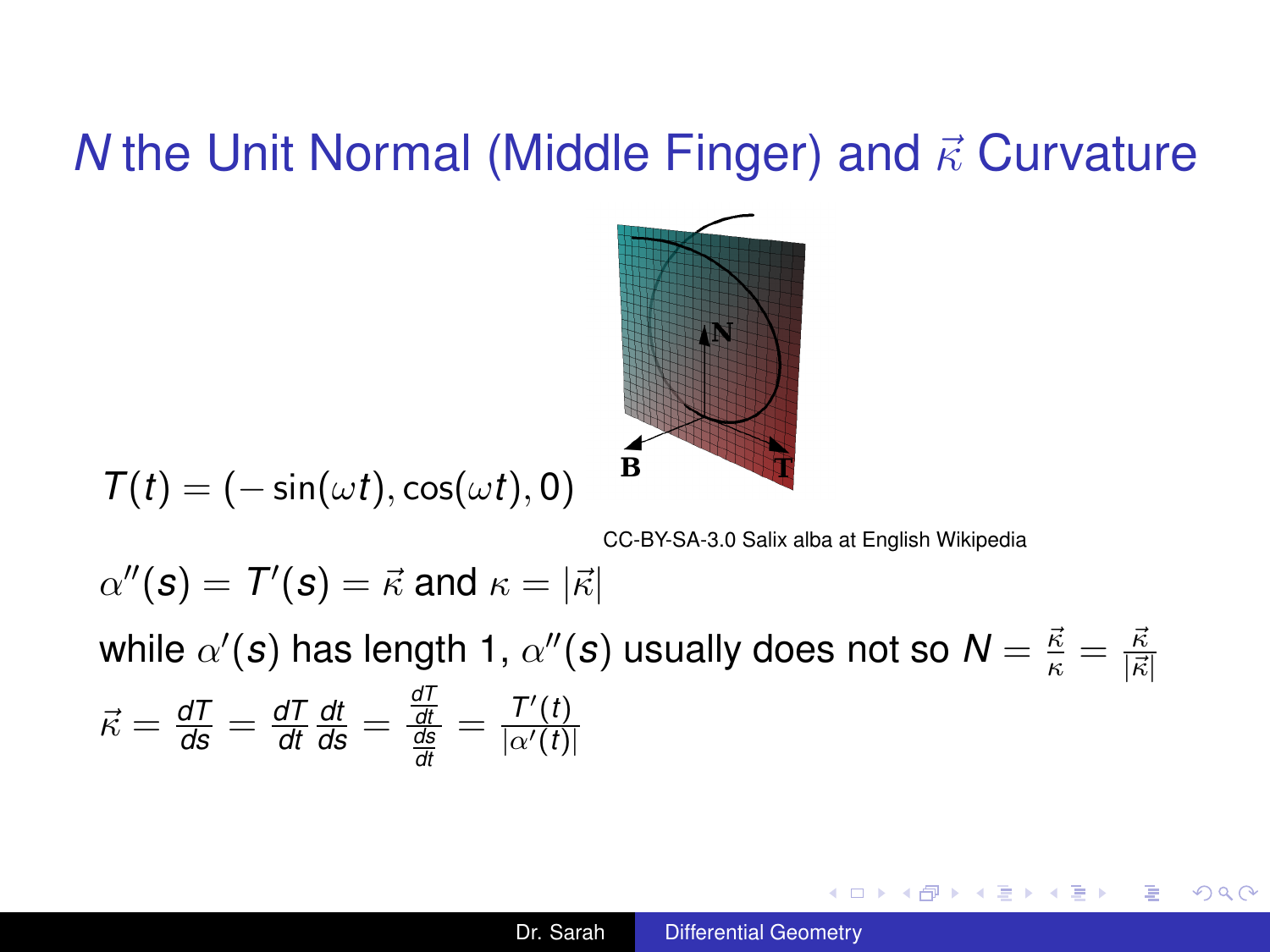# $N$ the Unit Normal (Middle Finger) and $\vec{\kappa}$ Curvature

$$T(t) = (-\sin(\omega t), \cos(\omega t), 0)$$

CC-BY-SA-3.0 Salix alba at English Wikipedia

$\alpha''(s) = T'(s) = \vec{\kappa}$ and $\kappa = |\vec{\kappa}|$

while $\alpha'(s)$ has length 1, $\alpha''(s)$ usually does not so $N = \frac{\vec{\kappa}}{\kappa} = \frac{\vec{\kappa}}{|\vec{\kappa}|}$

$$\vec{\kappa} = \frac{dT}{ds} = \frac{dT}{dt}\frac{dt}{ds} = \frac{\frac{dT}{dt}}{\frac{ds}{dt}} = \frac{T'(t)}{|\alpha'(t)|}$$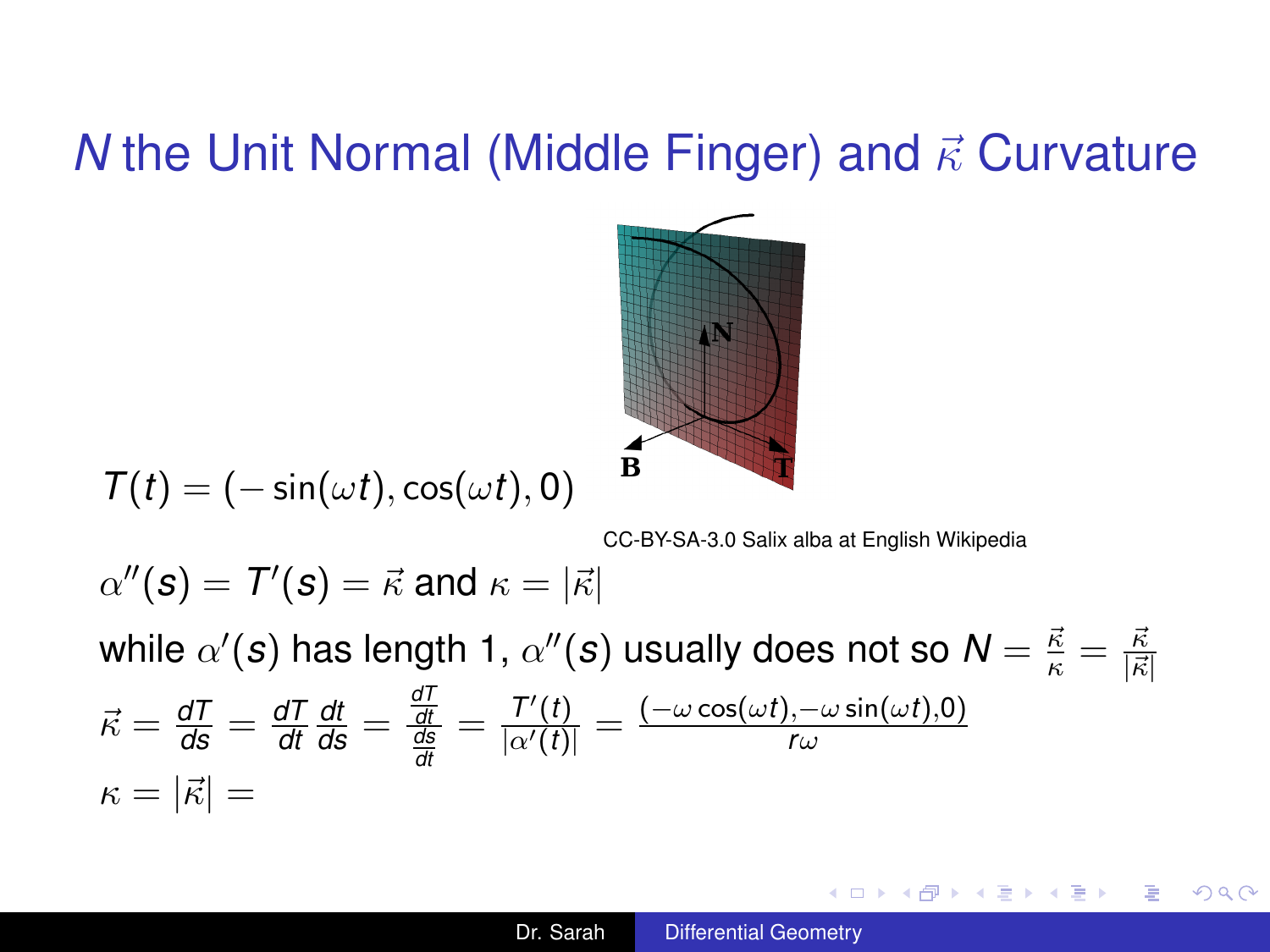# $N$ the Unit Normal (Middle Finger) and $\vec{\kappa}$ Curvature

$T(t) = (-\sin(\omega t), \cos(\omega t), 0)$

CC-BY-SA-3.0 Salix alba at English Wikipedia

$\alpha''(s) = T'(s) = \vec{\kappa}$ and $\kappa = |\vec{\kappa}|$

while $\alpha'(s)$ has length 1, $\alpha''(s)$ usually does not so $N = \frac{\vec{\kappa}}{\kappa} = \frac{\vec{\kappa}}{|\vec{\kappa}|}$

$\vec{\kappa} = \frac{dT}{ds} = \frac{dT}{dt}\frac{dt}{ds} = \frac{\frac{dT}{dt}}{\frac{ds}{dt}} = \frac{T'(t)}{|\alpha'(t)|} = \frac{(-\omega\cos(\omega t), -\omega\sin(\omega t), 0)}{r\omega}$

$\kappa = |\vec{\kappa}| =$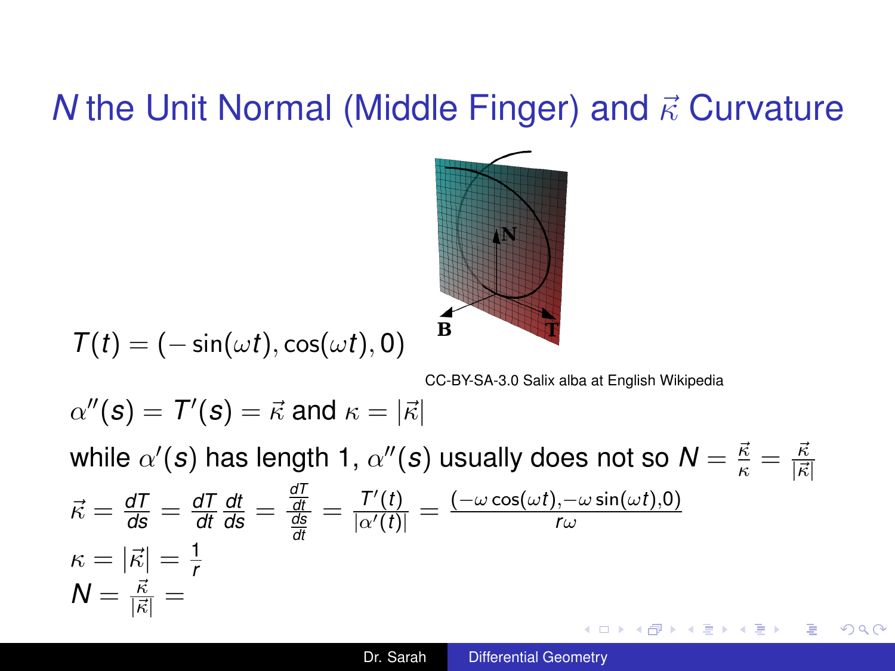# $N$ the Unit Normal (Middle Finger) and $\vec{\kappa}$ Curvature

$T(t) = (-\sin(\omega t), \cos(\omega t), 0)$

CC-BY-SA-3.0 Salix alba at English Wikipedia

$\alpha''(s) = T'(s) = \vec{\kappa}$ and $\kappa = |\vec{\kappa}|$

while $\alpha'(s)$ has length 1, $\alpha''(s)$ usually does not so $N = \frac{\vec{\kappa}}{\kappa} = \frac{\vec{\kappa}}{|\vec{\kappa}|}$

$$\vec{\kappa} = \frac{dT}{ds} = \frac{dT}{dt}\frac{dt}{ds} = \frac{\frac{dT}{dt}}{\frac{ds}{dt}} = \frac{T'(t)}{|\alpha'(t)|} = \frac{(-\omega\cos(\omega t), -\omega\sin(\omega t), 0)}{r\omega}$$

$$\kappa = |\vec{\kappa}| = \frac{1}{r}$$

$$N = \frac{\vec{\kappa}}{|\vec{\kappa}|} =$$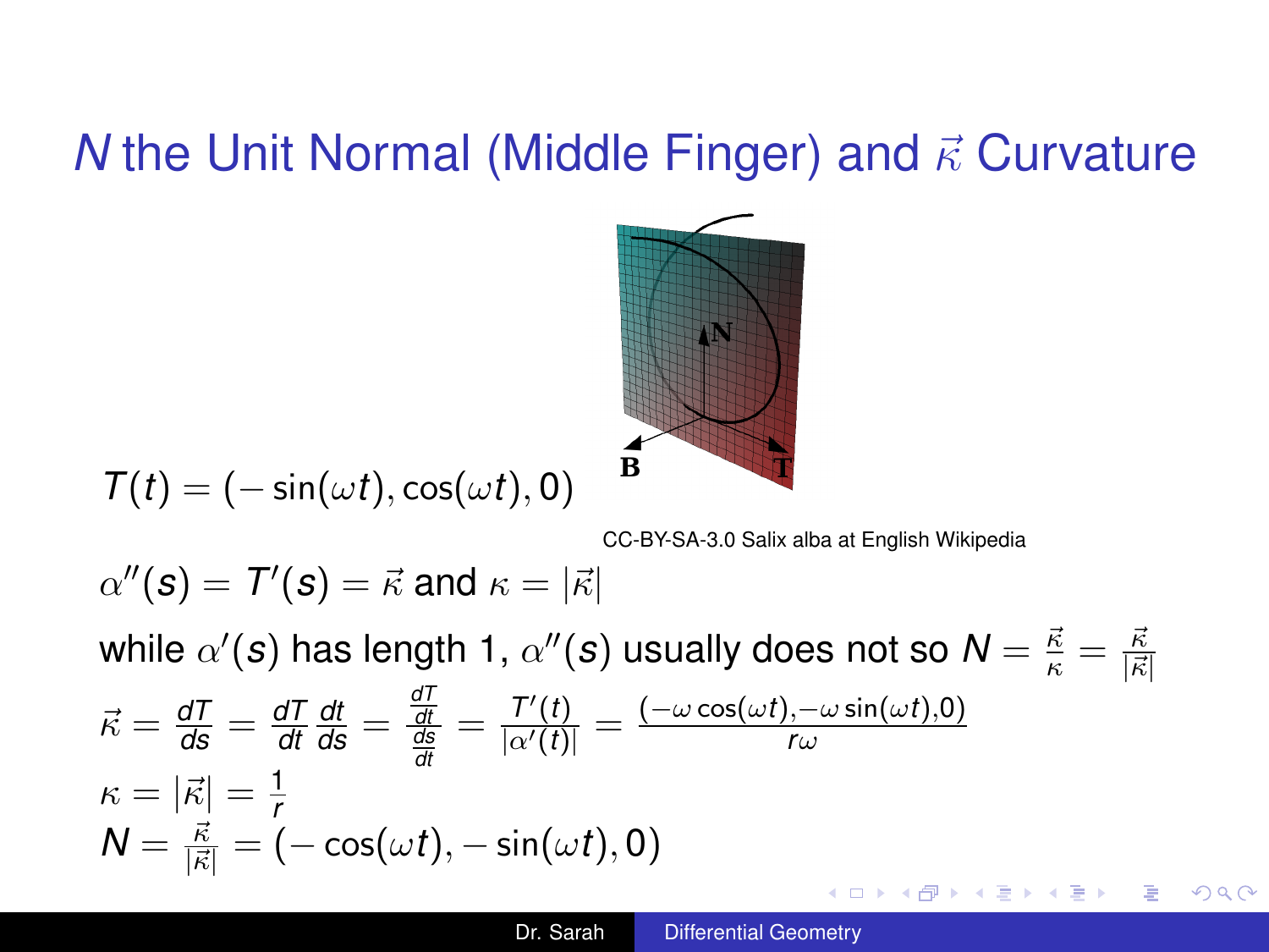# $N$ the Unit Normal (Middle Finger) and $\vec{\kappa}$ Curvature

$T(t) = (-\sin(\omega t), \cos(\omega t), 0)$

CC-BY-SA-3.0 Salix alba at English Wikipedia

$\alpha''(s) = T'(s) = \vec{\kappa}$ and $\kappa = |\vec{\kappa}|$

while $\alpha'(s)$ has length 1, $\alpha''(s)$ usually does not so $N = \frac{\vec{\kappa}}{\kappa} = \frac{\vec{\kappa}}{|\vec{\kappa}|}$

$$\vec{\kappa} = \frac{dT}{ds} = \frac{dT}{dt}\frac{dt}{ds} = \frac{\frac{dT}{dt}}{\frac{ds}{dt}} = \frac{T'(t)}{|\alpha'(t)|} = \frac{(-\omega\cos(\omega t), -\omega\sin(\omega t), 0)}{r\omega}$$

$$\kappa = |\vec{\kappa}| = \frac{1}{r}$$

$$N = \frac{\vec{\kappa}}{|\vec{\kappa}|} = (-\cos(\omega t), -\sin(\omega t), 0)$$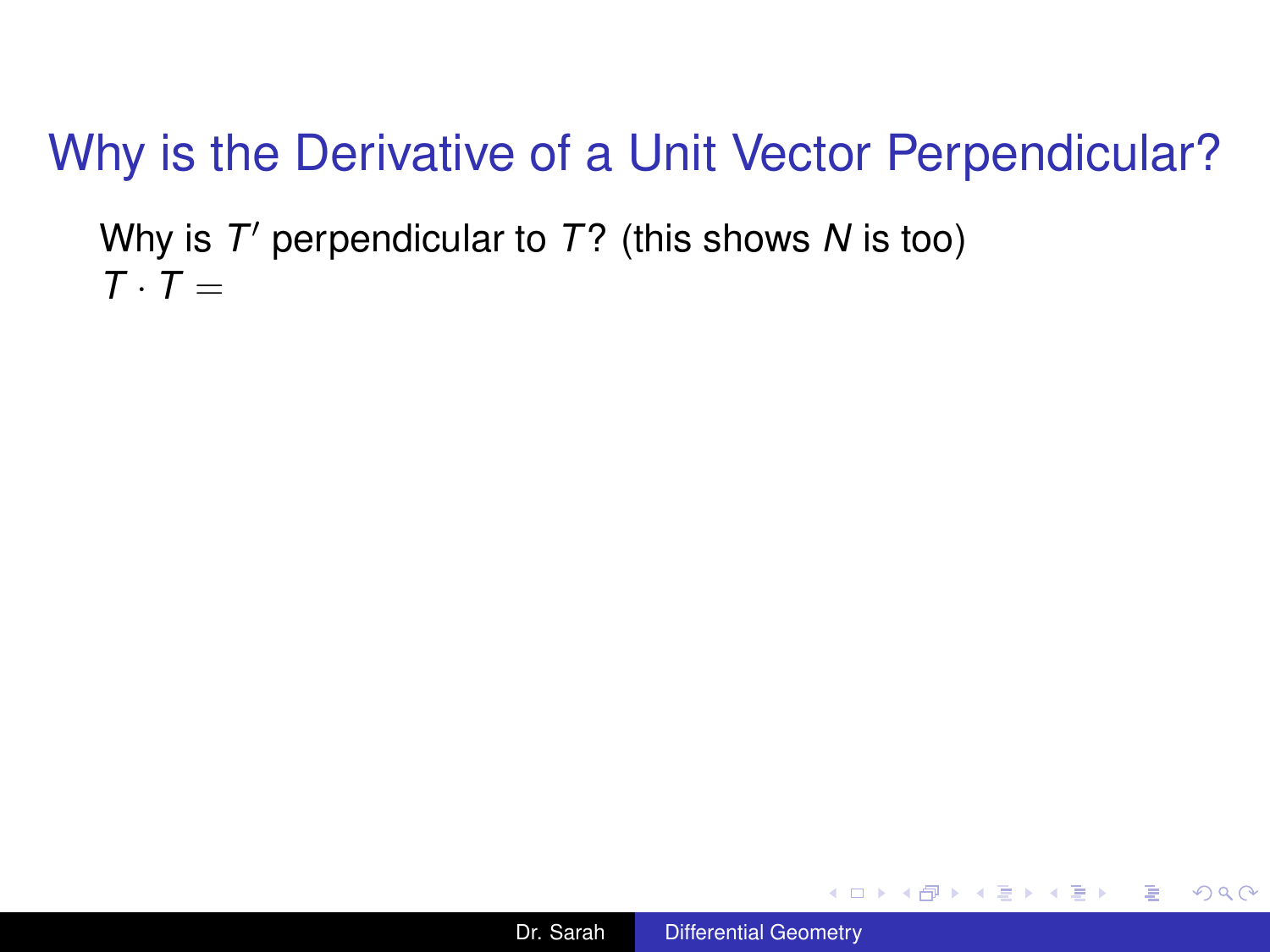# Why is the Derivative of a Unit Vector Perpendicular?

Why is $T'$ perpendicular to $T$? (this shows $N$ is too)
$T \cdot T =$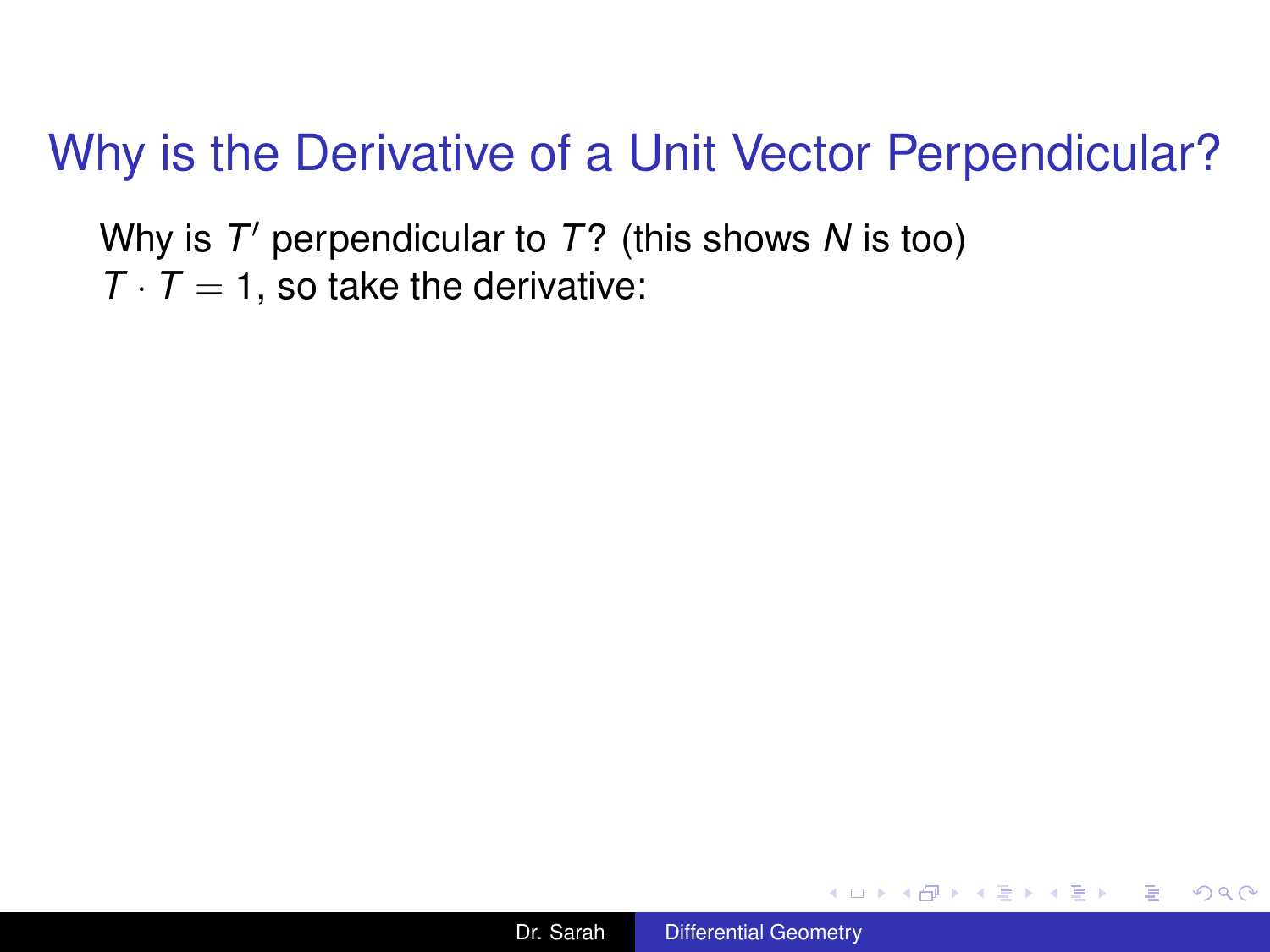# Why is the Derivative of a Unit Vector Perpendicular?

Why is $T'$ perpendicular to $T$? (this shows $N$ is too)
$T \cdot T = 1$, so take the derivative: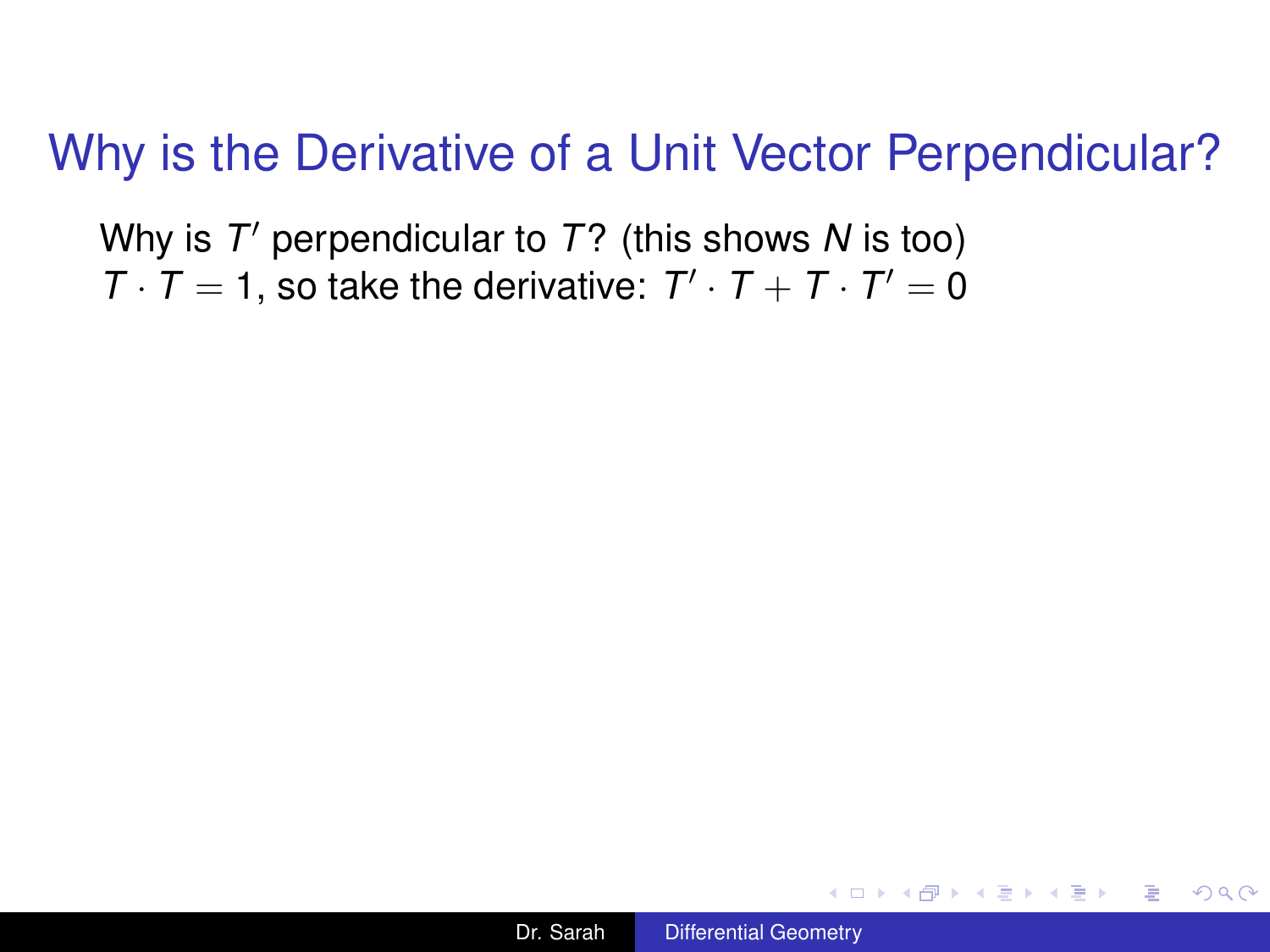# Why is the Derivative of a Unit Vector Perpendicular?

Why is $T'$ perpendicular to $T$? (this shows $N$ is too)
$T \cdot T = 1$, so take the derivative: $T' \cdot T + T \cdot T' = 0$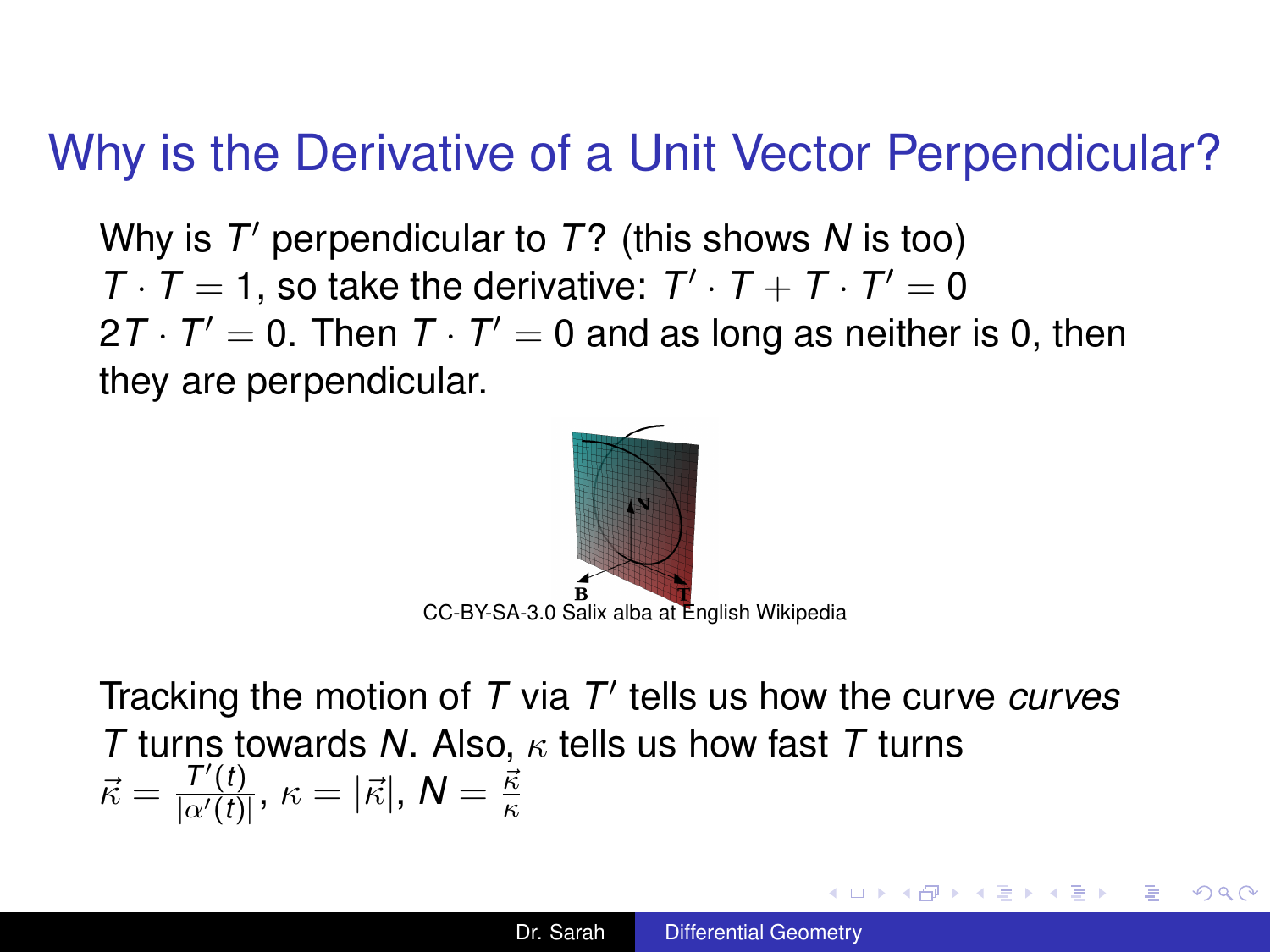# Why is the Derivative of a Unit Vector Perpendicular?

Why is $T'$ perpendicular to $T$? (this shows $N$ is too)
$T \cdot T = 1$, so take the derivative: $T' \cdot T + T \cdot T' = 0$
$2T \cdot T' = 0$. Then $T \cdot T' = 0$ and as long as neither is 0, then they are perpendicular.

CC-BY-SA-3.0 Salix alba at English Wikipedia

Tracking the motion of $T$ via $T'$ tells us how the curve *curves*
$T$ turns towards $N$. Also, $\kappa$ tells us how fast $T$ turns
$\vec{\kappa} = \frac{T'(t)}{|\alpha'(t)|}$, $\kappa = |\vec{\kappa}|$, $N = \frac{\vec{\kappa}}{\kappa}$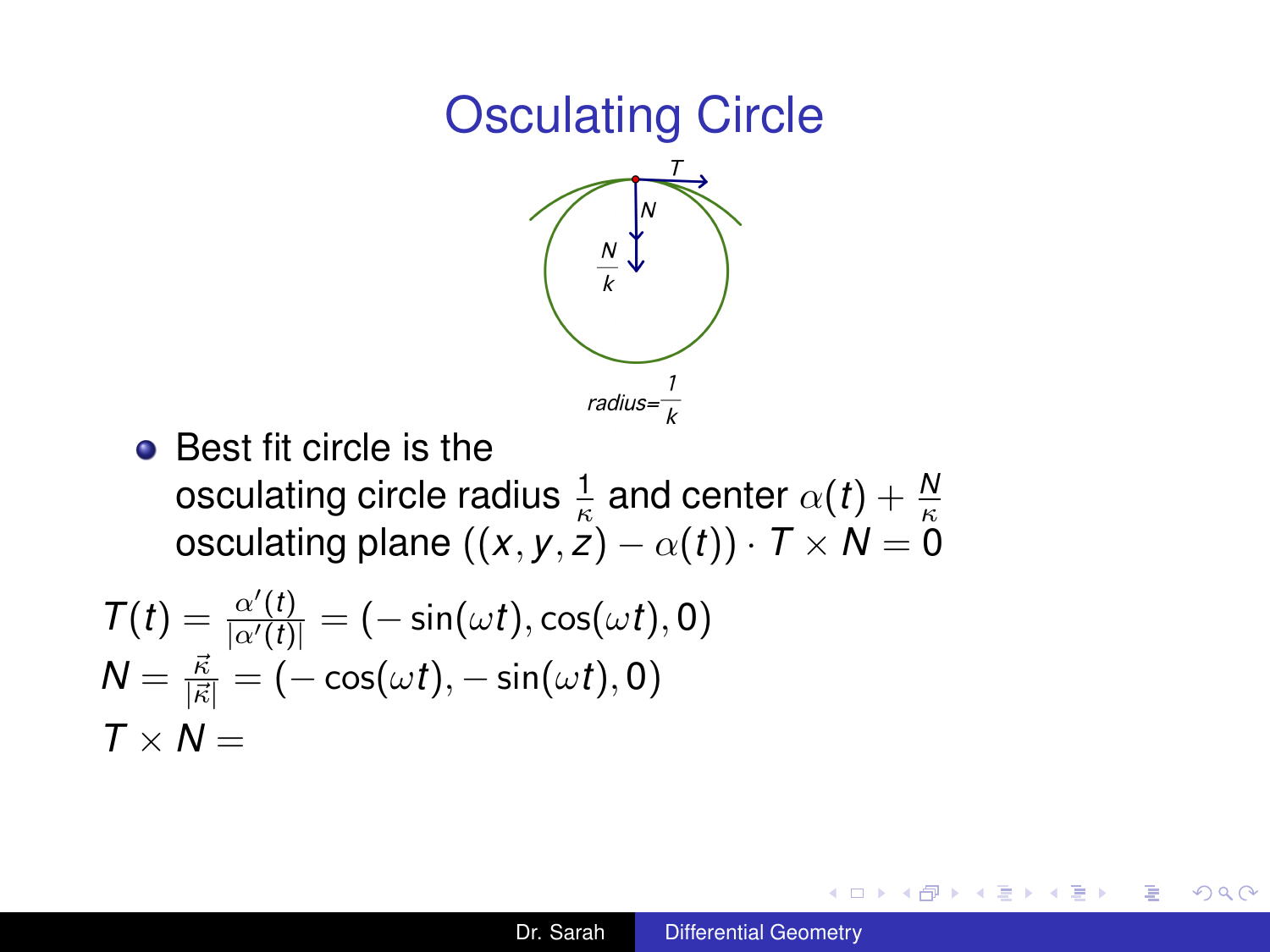# Osculating Circle

- Best fit circle is the osculating circle radius $\frac{1}{\kappa}$ and center $\alpha(t) + \frac{N}{\kappa}$ osculating plane $((x, y, z) - \alpha(t)) \cdot T \times N = 0$

$$T(t) = \frac{\alpha'(t)}{|\alpha'(t)|} = (-\sin(\omega t), \cos(\omega t), 0)$$

$$N = \frac{\vec{\kappa}}{|\vec{\kappa}|} = (-\cos(\omega t), -\sin(\omega t), 0)$$

$$T \times N =$$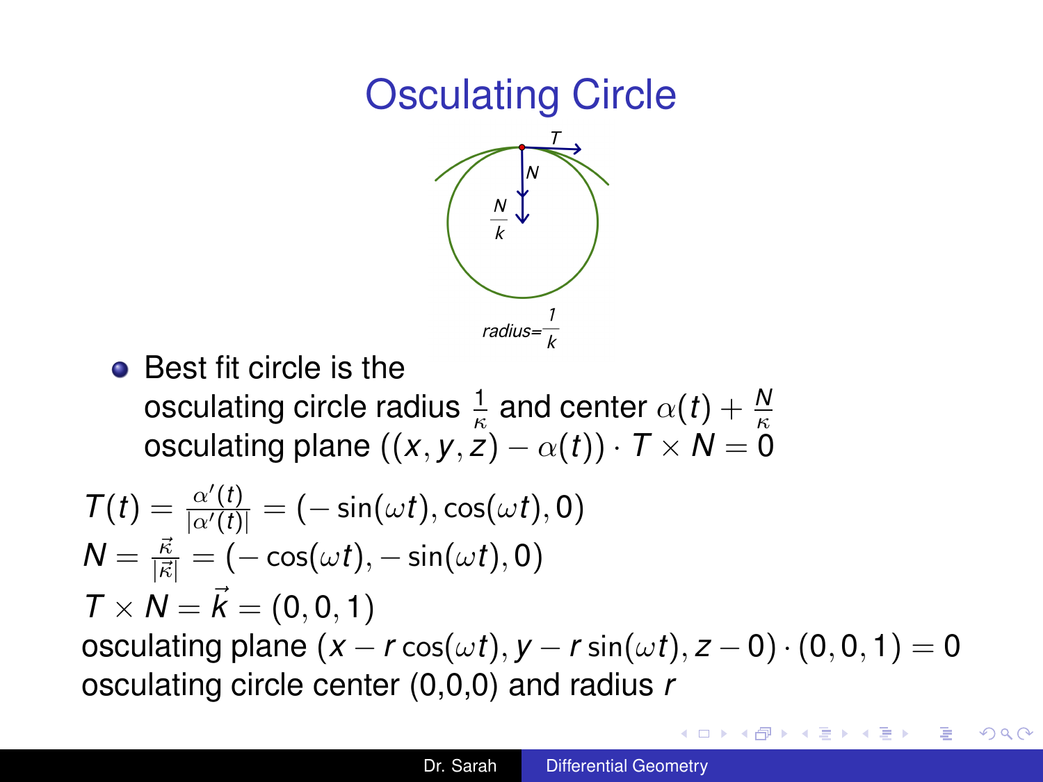# Osculating Circle

- Best fit circle is the osculating circle radius $\frac{1}{\kappa}$ and center $\alpha(t) + \frac{N}{\kappa}$ osculating plane $((x, y, z) - \alpha(t)) \cdot T \times N = 0$

$T(t) = \frac{\alpha'(t)}{|\alpha'(t)|} = (-\sin(\omega t), \cos(\omega t), 0)$

$N = \frac{\vec{\kappa}}{|\vec{\kappa}|} = (-\cos(\omega t), -\sin(\omega t), 0)$

$T \times N = \vec{k} = (0, 0, 1)$

osculating plane $(x - r\cos(\omega t), y - r\sin(\omega t), z - 0) \cdot (0, 0, 1) = 0$

osculating circle center (0,0,0) and radius $r$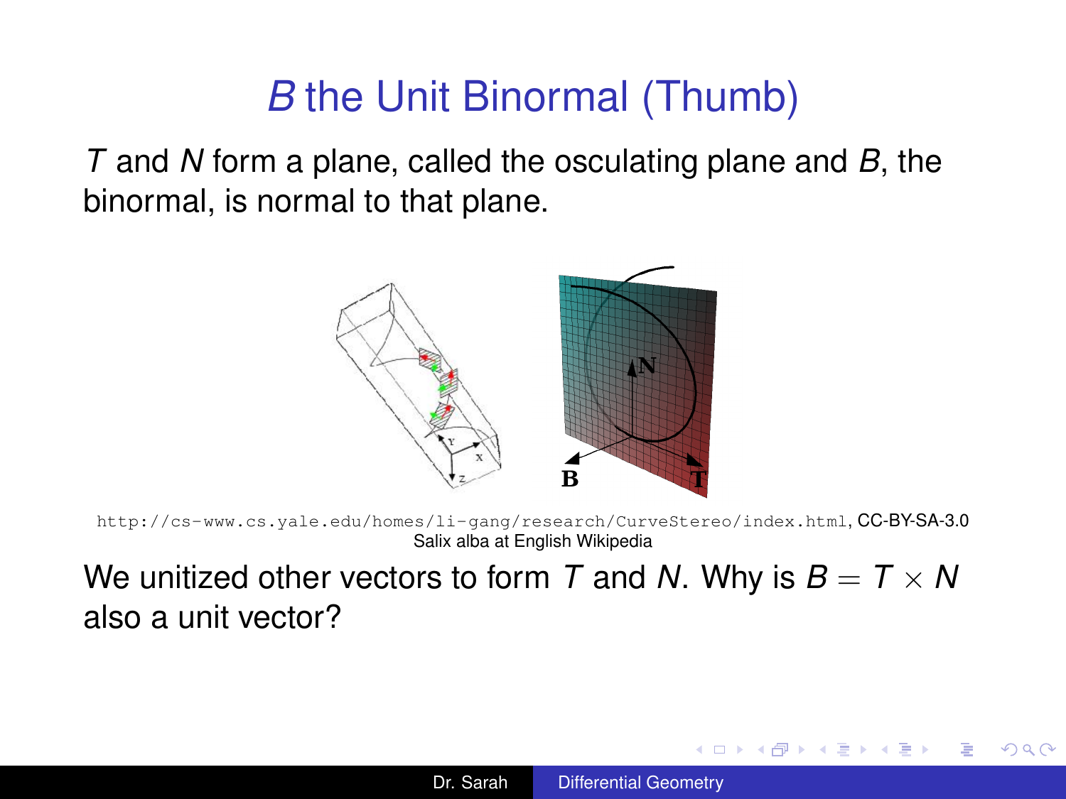# $B$ the Unit Binormal (Thumb)

$T$ and $N$ form a plane, called the osculating plane and $B$, the binormal, is normal to that plane.

http://cs-www.cs.yale.edu/homes/li-gang/research/CurveStereo/index.html, CC-BY-SA-3.0 Salix alba at English Wikipedia

We unitized other vectors to form $T$ and $N$. Why is $B = T \times N$ also a unit vector?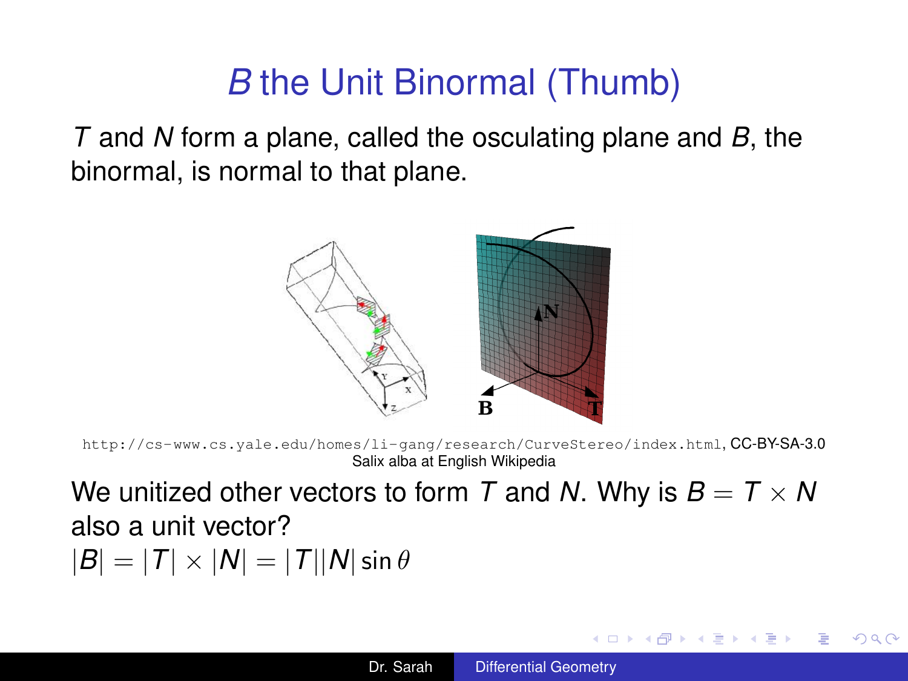# $B$ the Unit Binormal (Thumb)

$T$ and $N$ form a plane, called the osculating plane and $B$, the binormal, is normal to that plane.

http://cs-www.cs.yale.edu/homes/li-gang/research/CurveStereo/index.html, CC-BY-SA-3.0 Salix alba at English Wikipedia

We unitized other vectors to form $T$ and $N$. Why is $B = T \times N$ also a unit vector?

$|B| = |T| \times |N| = |T||N| \sin\theta$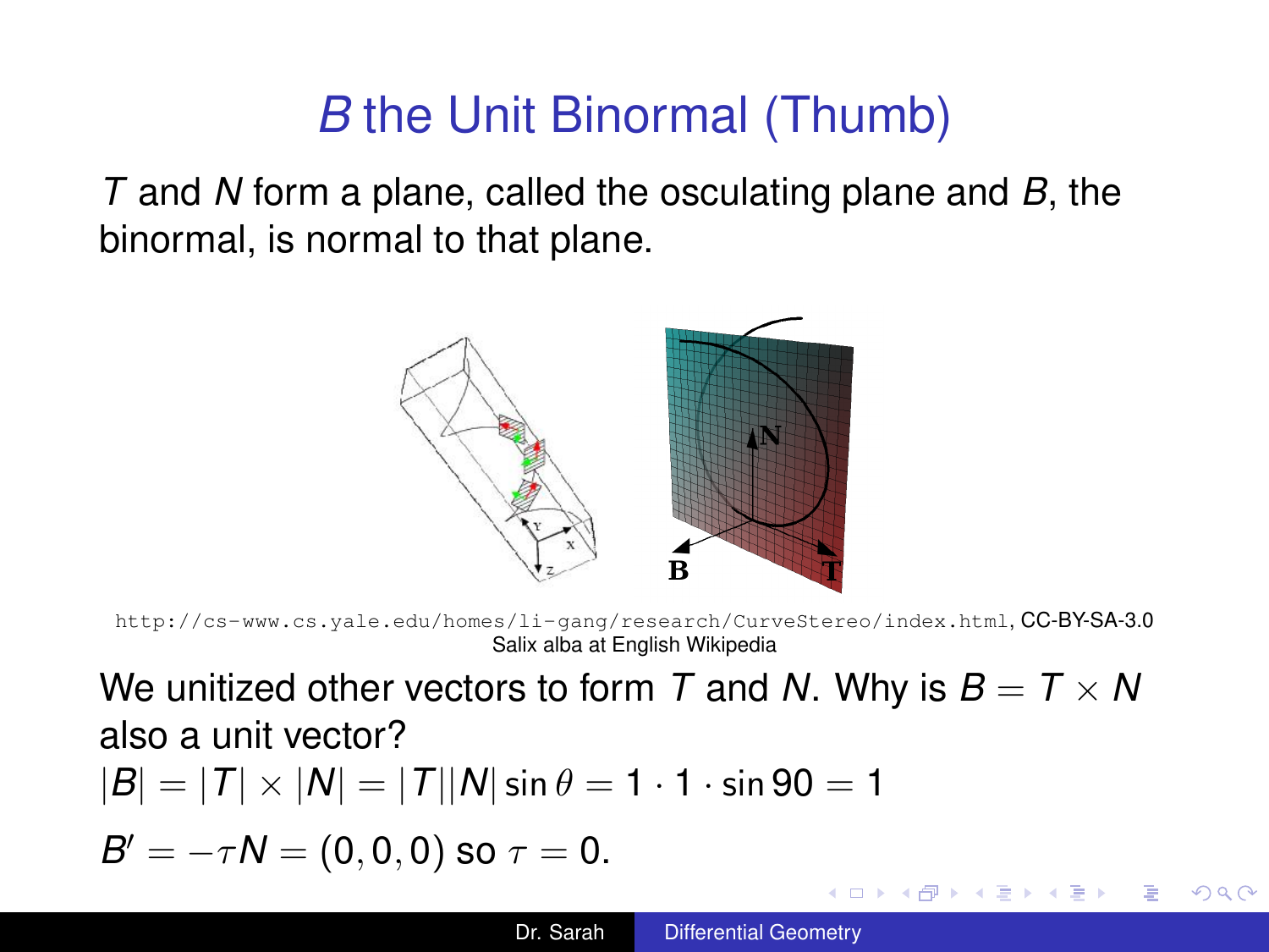# $B$ the Unit Binormal (Thumb)

$T$ and $N$ form a plane, called the osculating plane and $B$, the binormal, is normal to that plane.

http://cs-www.cs.yale.edu/homes/li-gang/research/CurveStereo/index.html, CC-BY-SA-3.0 Salix alba at English Wikipedia

We unitized other vectors to form $T$ and $N$. Why is $B = T \times N$ also a unit vector?

$|B| = |T| \times |N| = |T||N| \sin\theta = 1 \cdot 1 \cdot \sin 90 = 1$

$B' = -\tau N = (0, 0, 0)$ so $\tau = 0$.